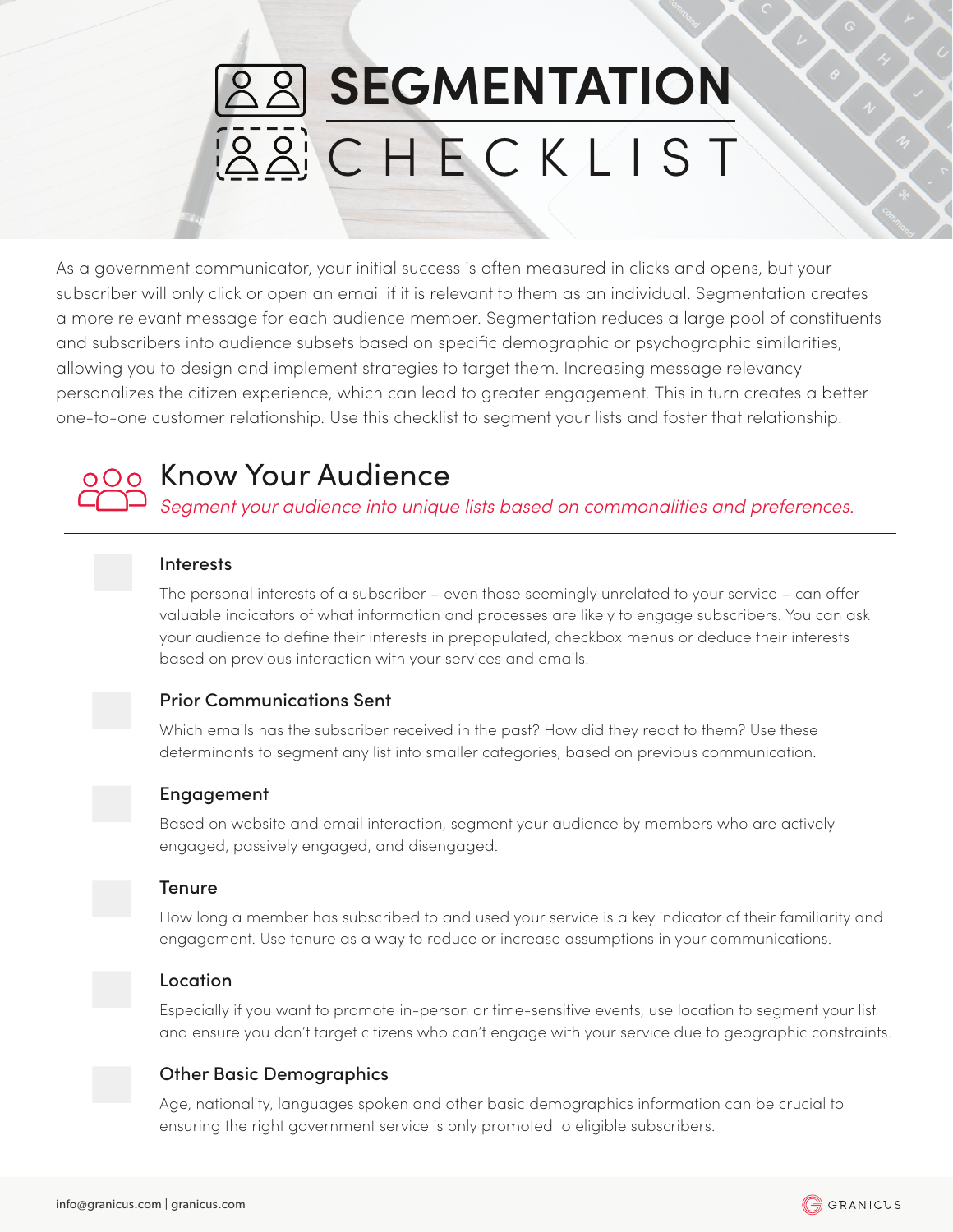# SEGMENTATION CHECKLIST

As a government communicator, your initial success is often measured in clicks and opens, but your subscriber will only click or open an email if it is relevant to them as an individual. Segmentation creates a more relevant message for each audience member. Segmentation reduces a large pool of constituents and subscribers into audience subsets based on specific demographic or psychographic similarities, allowing you to design and implement strategies to target them. Increasing message relevancy personalizes the citizen experience, which can lead to greater engagement. This in turn creates a better one-to-one customer relationship. Use this checklist to segment your lists and foster that relationship.

## Know Your Audience

*Segment your audience into unique lists based on commonalities and preferences.*

- [ ] **Interests**

  The personal interests of a subscriber – even those seemingly unrelated to your service – can offer valuable indicators of what information and processes are likely to engage subscribers. You can ask your audience to define their interests in prepopulated, checkbox menus or deduce their interests based on previous interaction with your services and emails.

- [ ] **Prior Communications Sent**

  Which emails has the subscriber received in the past? How did they react to them? Use these determinants to segment any list into smaller categories, based on previous communication.

- [ ] **Engagement**

  Based on website and email interaction, segment your audience by members who are actively engaged, passively engaged, and disengaged.

- [ ] **Tenure**

  How long a member has subscribed to and used your service is a key indicator of their familiarity and engagement. Use tenure as a way to reduce or increase assumptions in your communications.

- [ ] **Location**

  Especially if you want to promote in-person or time-sensitive events, use location to segment your list and ensure you don't target citizens who can't engage with your service due to geographic constraints.

- [ ] **Other Basic Demographics**

  Age, nationality, languages spoken and other basic demographics information can be crucial to ensuring the right government service is only promoted to eligible subscribers.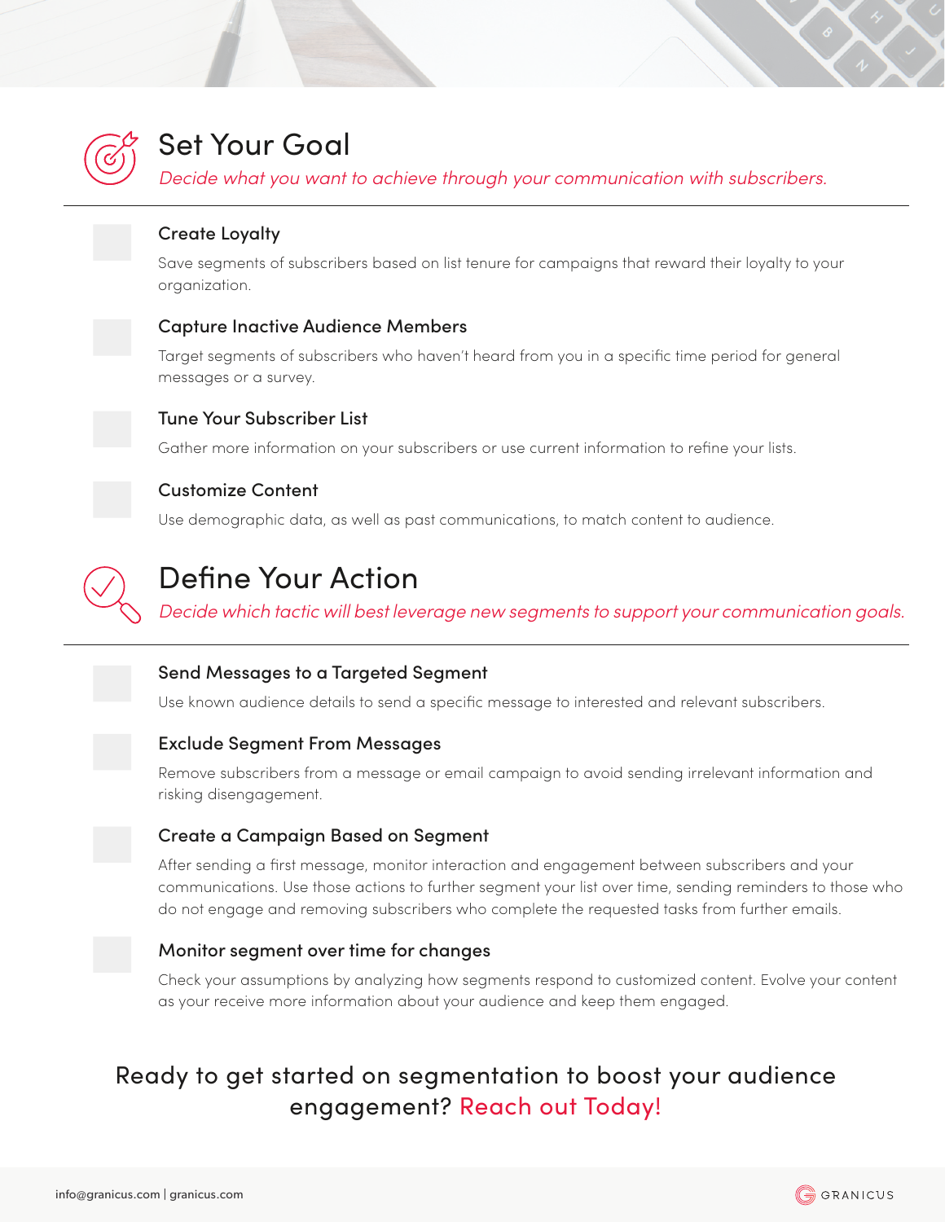## Set Your Goal

*Decide what you want to achieve through your communication with subscribers.*

- [ ] **Create Loyalty**

  Save segments of subscribers based on list tenure for campaigns that reward their loyalty to your organization.

- [ ] **Capture Inactive Audience Members**

  Target segments of subscribers who haven't heard from you in a specific time period for general messages or a survey.

- [ ] **Tune Your Subscriber List**

  Gather more information on your subscribers or use current information to refine your lists.

- [ ] **Customize Content**

  Use demographic data, as well as past communications, to match content to audience.

## Define Your Action

*Decide which tactic will best leverage new segments to support your communication goals.*

- [ ] **Send Messages to a Targeted Segment**

  Use known audience details to send a specific message to interested and relevant subscribers.

- [ ] **Exclude Segment From Messages**

  Remove subscribers from a message or email campaign to avoid sending irrelevant information and risking disengagement.

- [ ] **Create a Campaign Based on Segment**

  After sending a first message, monitor interaction and engagement between subscribers and your communications. Use those actions to further segment your list over time, sending reminders to those who do not engage and removing subscribers who complete the requested tasks from further emails.

- [ ] **Monitor segment over time for changes**

  Check your assumptions by analyzing how segments respond to customized content. Evolve your content as your receive more information about your audience and keep them engaged.

Ready to get started on segmentation to boost your audience engagement? Reach out Today!

info@granicus.com | granicus.com

GRANICUS